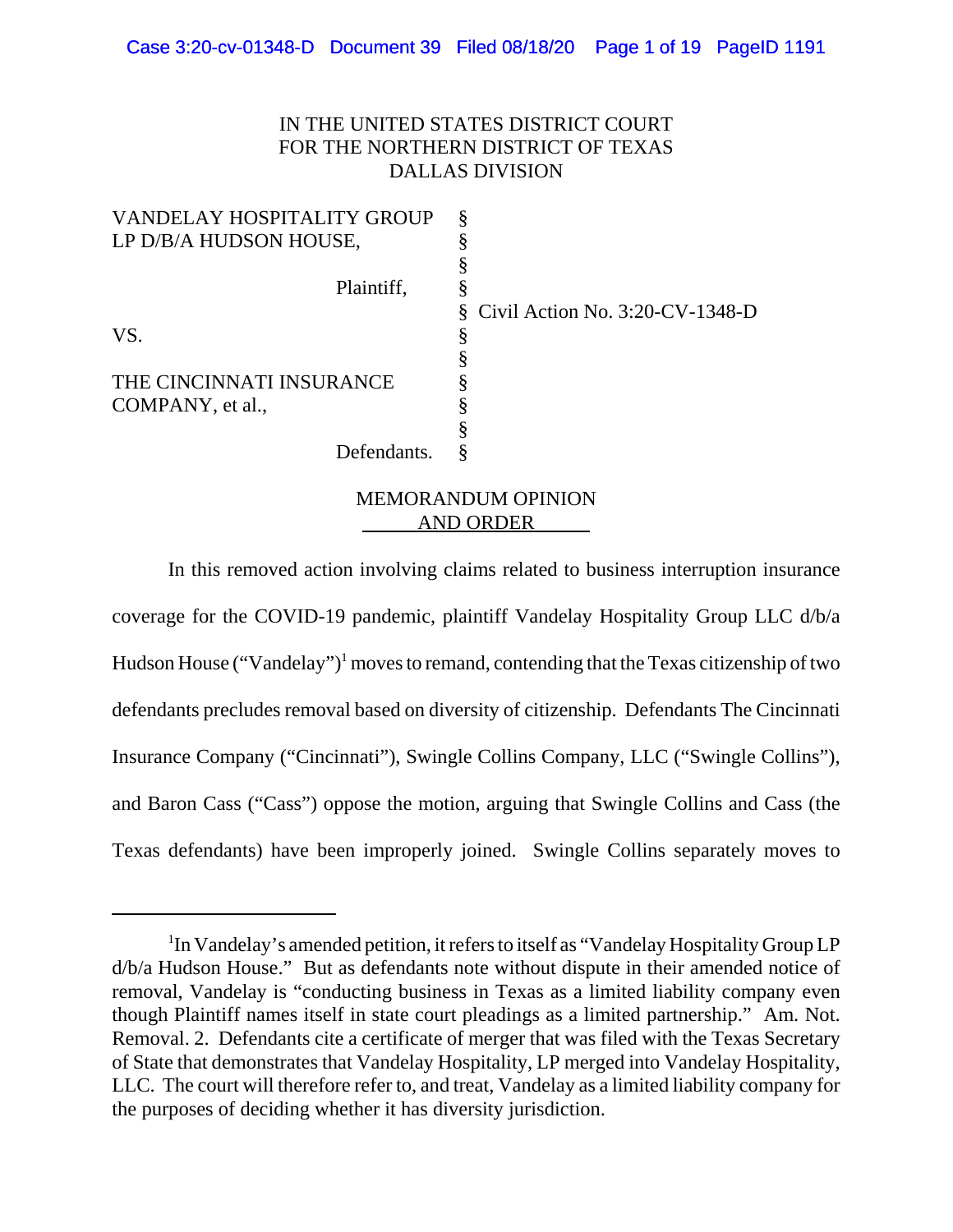IN THE UNITED STATES DISTRICT COURT
FOR THE NORTHERN DISTRICT OF TEXAS
DALLAS DIVISION

| | | |
|---|---|---|
| VANDELAY HOSPITALITY GROUP LP D/B/A HUDSON HOUSE, | § | |
| Plaintiff, | § | |
| | § | Civil Action No. 3:20-CV-1348-D |
| VS. | § | |
| THE CINCINNATI INSURANCE COMPANY, et al., | § | |
| Defendants. | § | |

MEMORANDUM OPINION
AND ORDER

In this removed action involving claims related to business interruption insurance coverage for the COVID-19 pandemic, plaintiff Vandelay Hospitality Group LLC d/b/a Hudson House ("Vandelay")[1] moves to remand, contending that the Texas citizenship of two defendants precludes removal based on diversity of citizenship. Defendants The Cincinnati Insurance Company ("Cincinnati"), Swingle Collins Company, LLC ("Swingle Collins"), and Baron Cass ("Cass") oppose the motion, arguing that Swingle Collins and Cass (the Texas defendants) have been improperly joined. Swingle Collins separately moves to

---

[1]In Vandelay's amended petition, it refers to itself as "Vandelay Hospitality Group LP d/b/a Hudson House." But as defendants note without dispute in their amended notice of removal, Vandelay is "conducting business in Texas as a limited liability company even though Plaintiff names itself in state court pleadings as a limited partnership." Am. Not. Removal. 2. Defendants cite a certificate of merger that was filed with the Texas Secretary of State that demonstrates that Vandelay Hospitality, LP merged into Vandelay Hospitality, LLC. The court will therefore refer to, and treat, Vandelay as a limited liability company for the purposes of deciding whether it has diversity jurisdiction.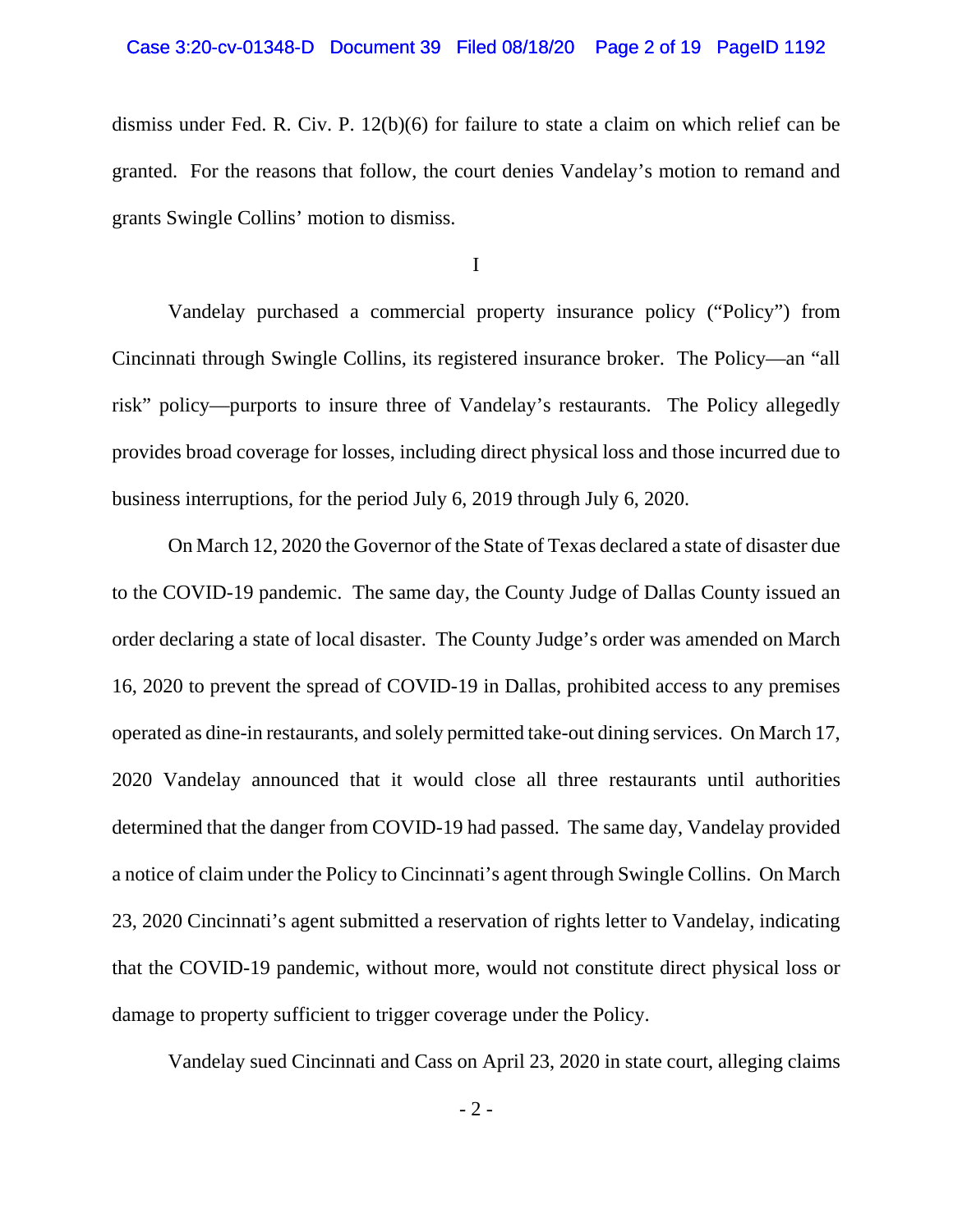dismiss under Fed. R. Civ. P. 12(b)(6) for failure to state a claim on which relief can be granted. For the reasons that follow, the court denies Vandelay's motion to remand and grants Swingle Collins' motion to dismiss.

I

Vandelay purchased a commercial property insurance policy ("Policy") from Cincinnati through Swingle Collins, its registered insurance broker. The Policy—an "all risk" policy—purports to insure three of Vandelay's restaurants. The Policy allegedly provides broad coverage for losses, including direct physical loss and those incurred due to business interruptions, for the period July 6, 2019 through July 6, 2020.

On March 12, 2020 the Governor of the State of Texas declared a state of disaster due to the COVID-19 pandemic. The same day, the County Judge of Dallas County issued an order declaring a state of local disaster. The County Judge's order was amended on March 16, 2020 to prevent the spread of COVID-19 in Dallas, prohibited access to any premises operated as dine-in restaurants, and solely permitted take-out dining services. On March 17, 2020 Vandelay announced that it would close all three restaurants until authorities determined that the danger from COVID-19 had passed. The same day, Vandelay provided a notice of claim under the Policy to Cincinnati's agent through Swingle Collins. On March 23, 2020 Cincinnati's agent submitted a reservation of rights letter to Vandelay, indicating that the COVID-19 pandemic, without more, would not constitute direct physical loss or damage to property sufficient to trigger coverage under the Policy.

Vandelay sued Cincinnati and Cass on April 23, 2020 in state court, alleging claims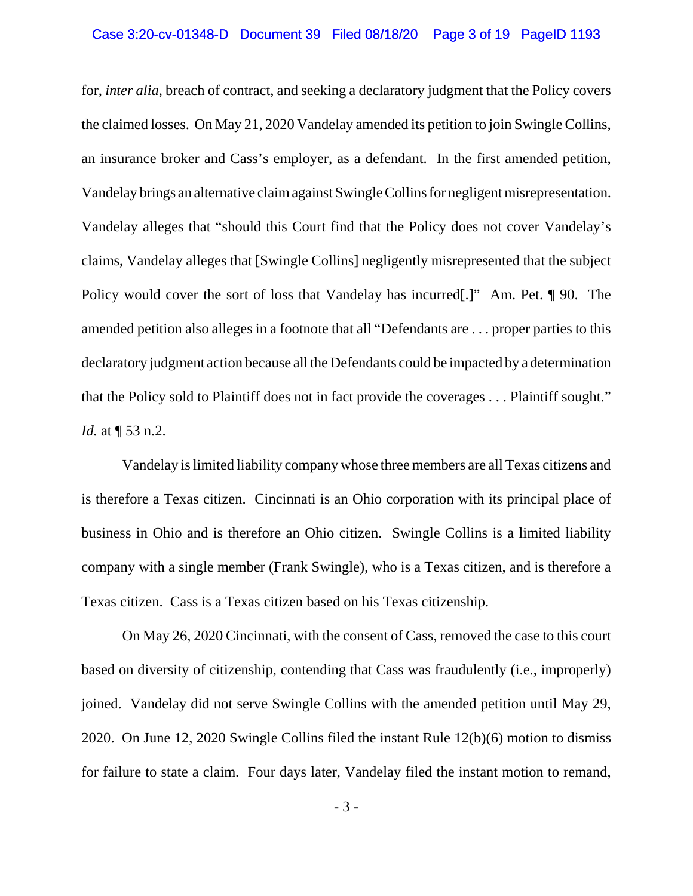for, *inter alia*, breach of contract, and seeking a declaratory judgment that the Policy covers the claimed losses. On May 21, 2020 Vandelay amended its petition to join Swingle Collins, an insurance broker and Cass's employer, as a defendant. In the first amended petition, Vandelay brings an alternative claim against Swingle Collins for negligent misrepresentation. Vandelay alleges that "should this Court find that the Policy does not cover Vandelay's claims, Vandelay alleges that [Swingle Collins] negligently misrepresented that the subject Policy would cover the sort of loss that Vandelay has incurred[.]" Am. Pet. ¶ 90. The amended petition also alleges in a footnote that all "Defendants are . . . proper parties to this declaratory judgment action because all the Defendants could be impacted by a determination that the Policy sold to Plaintiff does not in fact provide the coverages . . . Plaintiff sought." *Id.* at ¶ 53 n.2.

Vandelay is limited liability company whose three members are all Texas citizens and is therefore a Texas citizen. Cincinnati is an Ohio corporation with its principal place of business in Ohio and is therefore an Ohio citizen. Swingle Collins is a limited liability company with a single member (Frank Swingle), who is a Texas citizen, and is therefore a Texas citizen. Cass is a Texas citizen based on his Texas citizenship.

On May 26, 2020 Cincinnati, with the consent of Cass, removed the case to this court based on diversity of citizenship, contending that Cass was fraudulently (i.e., improperly) joined. Vandelay did not serve Swingle Collins with the amended petition until May 29, 2020. On June 12, 2020 Swingle Collins filed the instant Rule 12(b)(6) motion to dismiss for failure to state a claim. Four days later, Vandelay filed the instant motion to remand,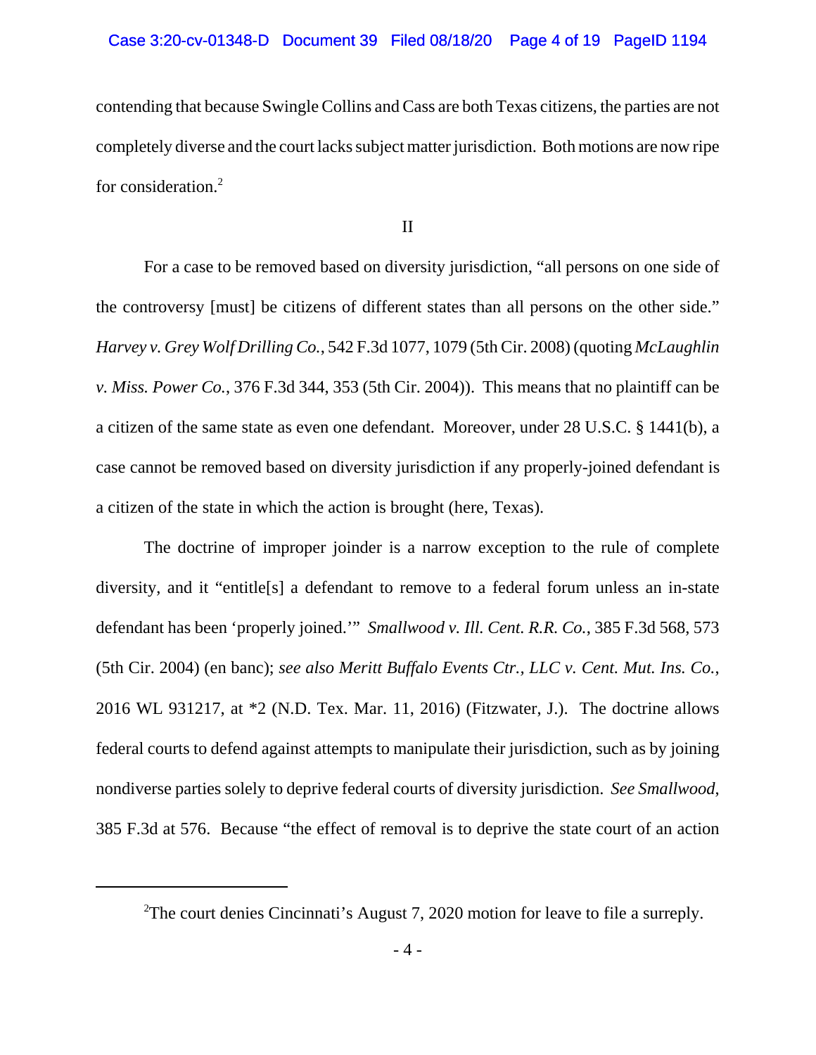contending that because Swingle Collins and Cass are both Texas citizens, the parties are not completely diverse and the court lacks subject matter jurisdiction. Both motions are now ripe for consideration.[2]

II

For a case to be removed based on diversity jurisdiction, "all persons on one side of the controversy [must] be citizens of different states than all persons on the other side." *Harvey v. Grey Wolf Drilling Co.*, 542 F.3d 1077, 1079 (5th Cir. 2008) (quoting *McLaughlin v. Miss. Power Co.*, 376 F.3d 344, 353 (5th Cir. 2004)). This means that no plaintiff can be a citizen of the same state as even one defendant. Moreover, under 28 U.S.C. § 1441(b), a case cannot be removed based on diversity jurisdiction if any properly-joined defendant is a citizen of the state in which the action is brought (here, Texas).

The doctrine of improper joinder is a narrow exception to the rule of complete diversity, and it "entitle[s] a defendant to remove to a federal forum unless an in-state defendant has been 'properly joined.'" *Smallwood v. Ill. Cent. R.R. Co.*, 385 F.3d 568, 573 (5th Cir. 2004) (en banc); *see also Meritt Buffalo Events Ctr., LLC v. Cent. Mut. Ins. Co.*, 2016 WL 931217, at *2 (N.D. Tex. Mar. 11, 2016) (Fitzwater, J.). The doctrine allows federal courts to defend against attempts to manipulate their jurisdiction, such as by joining nondiverse parties solely to deprive federal courts of diversity jurisdiction. *See Smallwood*, 385 F.3d at 576. Because "the effect of removal is to deprive the state court of an action

---

[2]The court denies Cincinnati's August 7, 2020 motion for leave to file a surreply.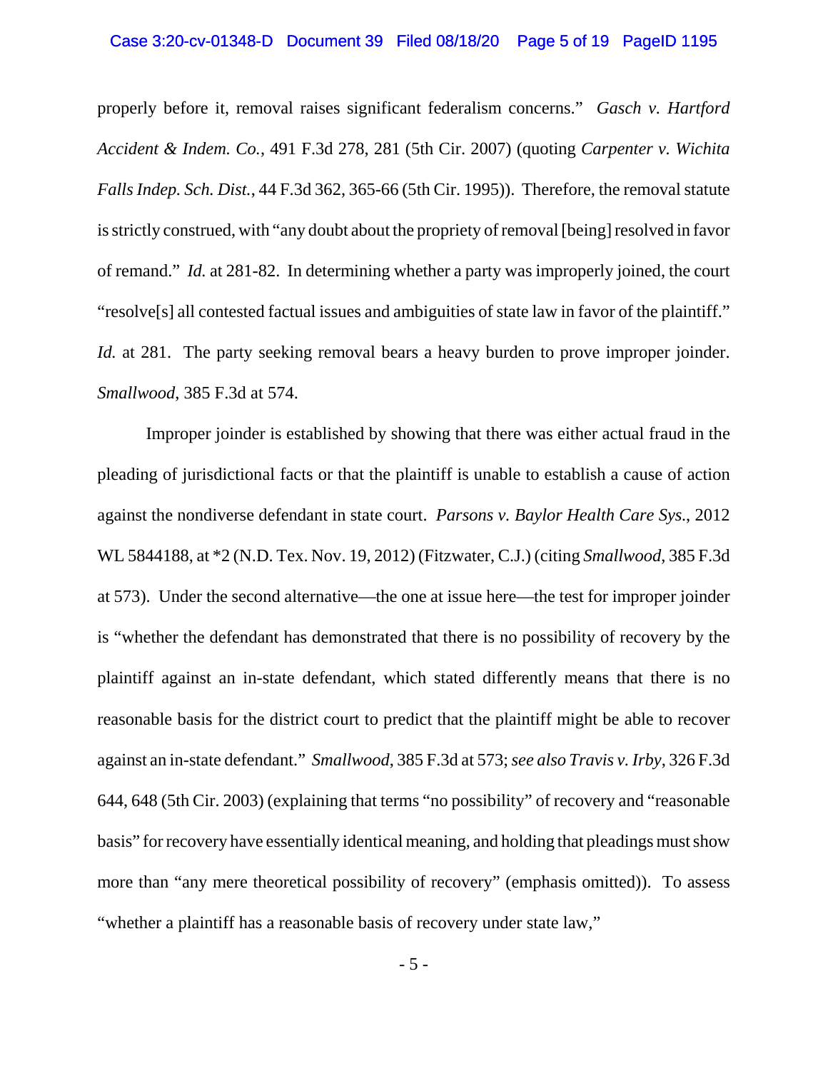properly before it, removal raises significant federalism concerns." *Gasch v. Hartford Accident & Indem. Co.*, 491 F.3d 278, 281 (5th Cir. 2007) (quoting *Carpenter v. Wichita Falls Indep. Sch. Dist.*, 44 F.3d 362, 365-66 (5th Cir. 1995)). Therefore, the removal statute is strictly construed, with "any doubt about the propriety of removal [being] resolved in favor of remand." *Id.* at 281-82. In determining whether a party was improperly joined, the court "resolve[s] all contested factual issues and ambiguities of state law in favor of the plaintiff." *Id.* at 281. The party seeking removal bears a heavy burden to prove improper joinder. *Smallwood*, 385 F.3d at 574.

Improper joinder is established by showing that there was either actual fraud in the pleading of jurisdictional facts or that the plaintiff is unable to establish a cause of action against the nondiverse defendant in state court. *Parsons v. Baylor Health Care Sys.*, 2012 WL 5844188, at *2 (N.D. Tex. Nov. 19, 2012) (Fitzwater, C.J.) (citing *Smallwood*, 385 F.3d at 573). Under the second alternative—the one at issue here—the test for improper joinder is "whether the defendant has demonstrated that there is no possibility of recovery by the plaintiff against an in-state defendant, which stated differently means that there is no reasonable basis for the district court to predict that the plaintiff might be able to recover against an in-state defendant." *Smallwood*, 385 F.3d at 573; *see also Travis v. Irby*, 326 F.3d 644, 648 (5th Cir. 2003) (explaining that terms "no possibility" of recovery and "reasonable basis" for recovery have essentially identical meaning, and holding that pleadings must show more than "any mere theoretical possibility of recovery" (emphasis omitted)). To assess "whether a plaintiff has a reasonable basis of recovery under state law,"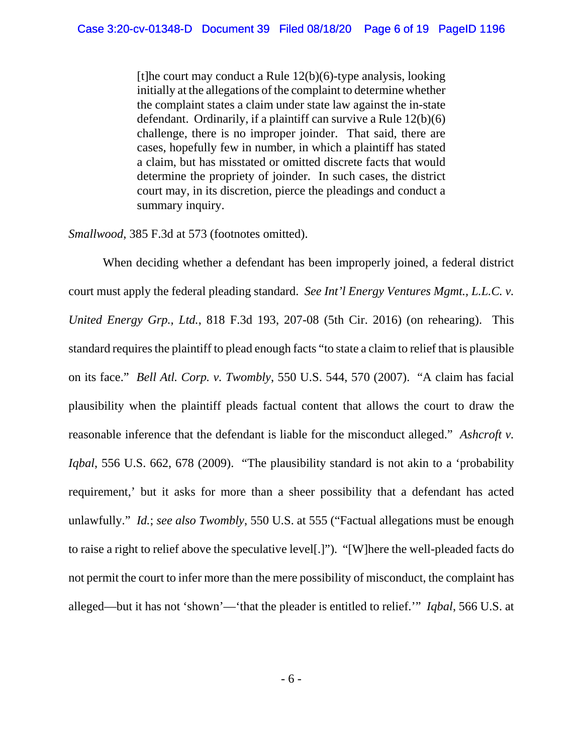> [t]he court may conduct a Rule 12(b)(6)-type analysis, looking initially at the allegations of the complaint to determine whether the complaint states a claim under state law against the in-state defendant. Ordinarily, if a plaintiff can survive a Rule 12(b)(6) challenge, there is no improper joinder. That said, there are cases, hopefully few in number, in which a plaintiff has stated a claim, but has misstated or omitted discrete facts that would determine the propriety of joinder. In such cases, the district court may, in its discretion, pierce the pleadings and conduct a summary inquiry.

*Smallwood*, 385 F.3d at 573 (footnotes omitted).

When deciding whether a defendant has been improperly joined, a federal district court must apply the federal pleading standard. *See Int'l Energy Ventures Mgmt., L.L.C. v. United Energy Grp., Ltd.*, 818 F.3d 193, 207-08 (5th Cir. 2016) (on rehearing). This standard requires the plaintiff to plead enough facts "to state a claim to relief that is plausible on its face." *Bell Atl. Corp. v. Twombly*, 550 U.S. 544, 570 (2007). "A claim has facial plausibility when the plaintiff pleads factual content that allows the court to draw the reasonable inference that the defendant is liable for the misconduct alleged." *Ashcroft v. Iqbal*, 556 U.S. 662, 678 (2009). "The plausibility standard is not akin to a 'probability requirement,' but it asks for more than a sheer possibility that a defendant has acted unlawfully." *Id.*; *see also Twombly*, 550 U.S. at 555 ("Factual allegations must be enough to raise a right to relief above the speculative level[.]"). "[W]here the well-pleaded facts do not permit the court to infer more than the mere possibility of misconduct, the complaint has alleged—but it has not 'shown'—'that the pleader is entitled to relief.'" *Iqbal*, 566 U.S. at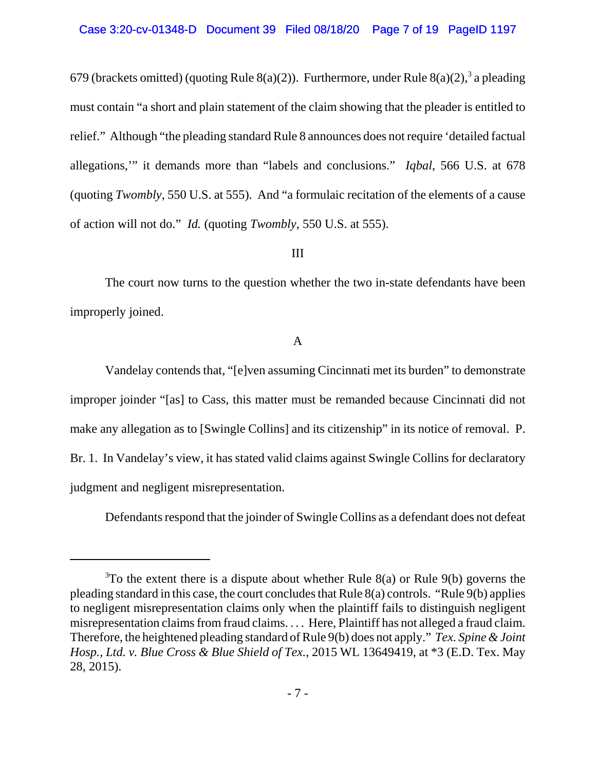679 (brackets omitted) (quoting Rule 8(a)(2)). Furthermore, under Rule 8(a)(2),[3] a pleading must contain "a short and plain statement of the claim showing that the pleader is entitled to relief." Although "the pleading standard Rule 8 announces does not require 'detailed factual allegations,'" it demands more than "labels and conclusions." *Iqbal*, 566 U.S. at 678 (quoting *Twombly*, 550 U.S. at 555). And "a formulaic recitation of the elements of a cause of action will not do." *Id.* (quoting *Twombly*, 550 U.S. at 555).

III

The court now turns to the question whether the two in-state defendants have been improperly joined.

A

Vandelay contends that, "[e]ven assuming Cincinnati met its burden" to demonstrate improper joinder "[as] to Cass, this matter must be remanded because Cincinnati did not make any allegation as to [Swingle Collins] and its citizenship" in its notice of removal. P. Br. 1. In Vandelay's view, it has stated valid claims against Swingle Collins for declaratory judgment and negligent misrepresentation.

Defendants respond that the joinder of Swingle Collins as a defendant does not defeat

---

[3] To the extent there is a dispute about whether Rule 8(a) or Rule 9(b) governs the pleading standard in this case, the court concludes that Rule 8(a) controls. "Rule 9(b) applies to negligent misrepresentation claims only when the plaintiff fails to distinguish negligent misrepresentation claims from fraud claims. . . . Here, Plaintiff has not alleged a fraud claim. Therefore, the heightened pleading standard of Rule 9(b) does not apply." *Tex. Spine & Joint Hosp., Ltd. v. Blue Cross & Blue Shield of Tex.*, 2015 WL 13649419, at *3 (E.D. Tex. May 28, 2015).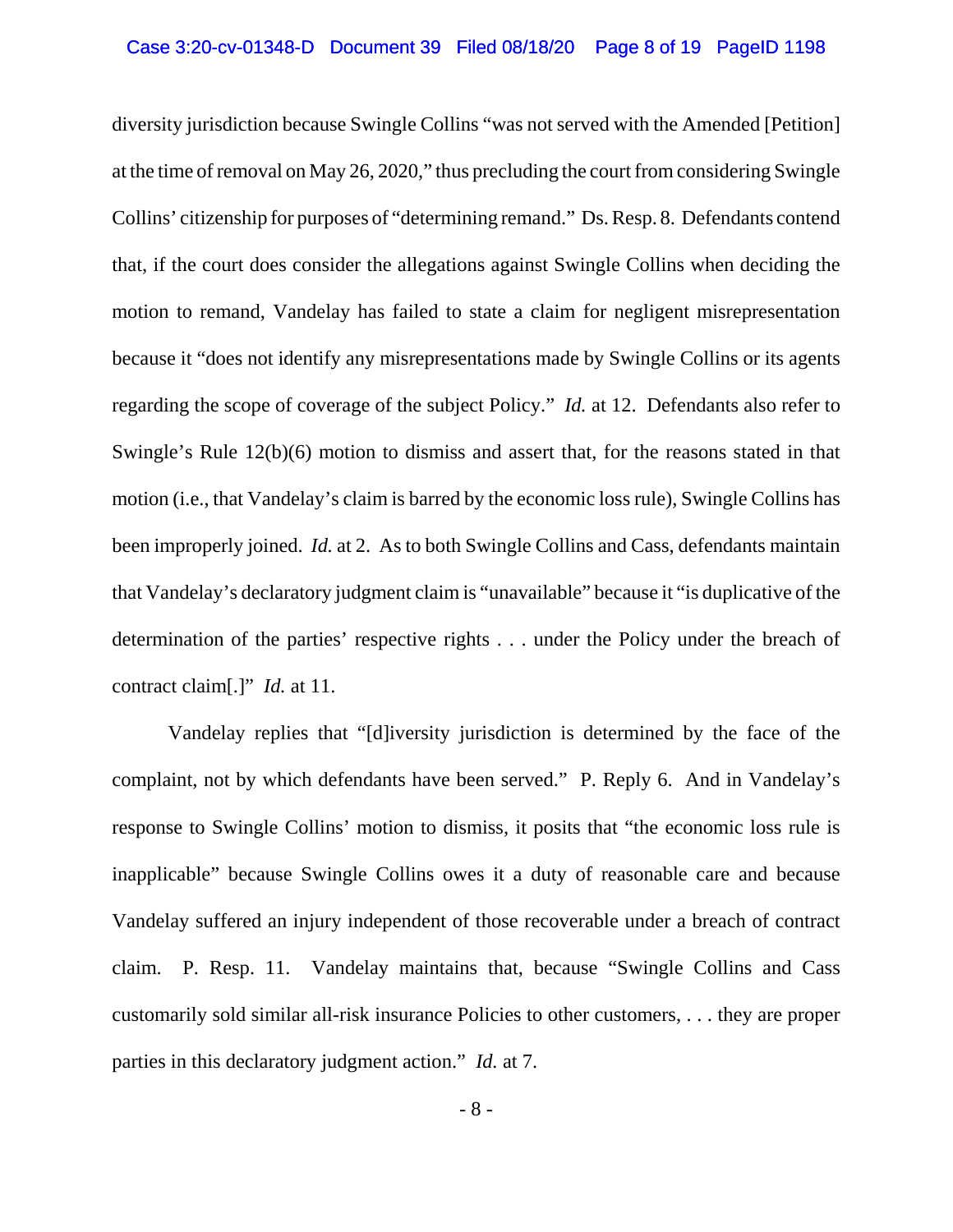diversity jurisdiction because Swingle Collins "was not served with the Amended [Petition] at the time of removal on May 26, 2020," thus precluding the court from considering Swingle Collins' citizenship for purposes of "determining remand." Ds. Resp. 8. Defendants contend that, if the court does consider the allegations against Swingle Collins when deciding the motion to remand, Vandelay has failed to state a claim for negligent misrepresentation because it "does not identify any misrepresentations made by Swingle Collins or its agents regarding the scope of coverage of the subject Policy." *Id.* at 12. Defendants also refer to Swingle's Rule 12(b)(6) motion to dismiss and assert that, for the reasons stated in that motion (i.e., that Vandelay's claim is barred by the economic loss rule), Swingle Collins has been improperly joined. *Id.* at 2. As to both Swingle Collins and Cass, defendants maintain that Vandelay's declaratory judgment claim is "unavailable" because it "is duplicative of the determination of the parties' respective rights . . . under the Policy under the breach of contract claim[.]" *Id.* at 11.

Vandelay replies that "[d]iversity jurisdiction is determined by the face of the complaint, not by which defendants have been served." P. Reply 6. And in Vandelay's response to Swingle Collins' motion to dismiss, it posits that "the economic loss rule is inapplicable" because Swingle Collins owes it a duty of reasonable care and because Vandelay suffered an injury independent of those recoverable under a breach of contract claim. P. Resp. 11. Vandelay maintains that, because "Swingle Collins and Cass customarily sold similar all-risk insurance Policies to other customers, . . . they are proper parties in this declaratory judgment action." *Id.* at 7.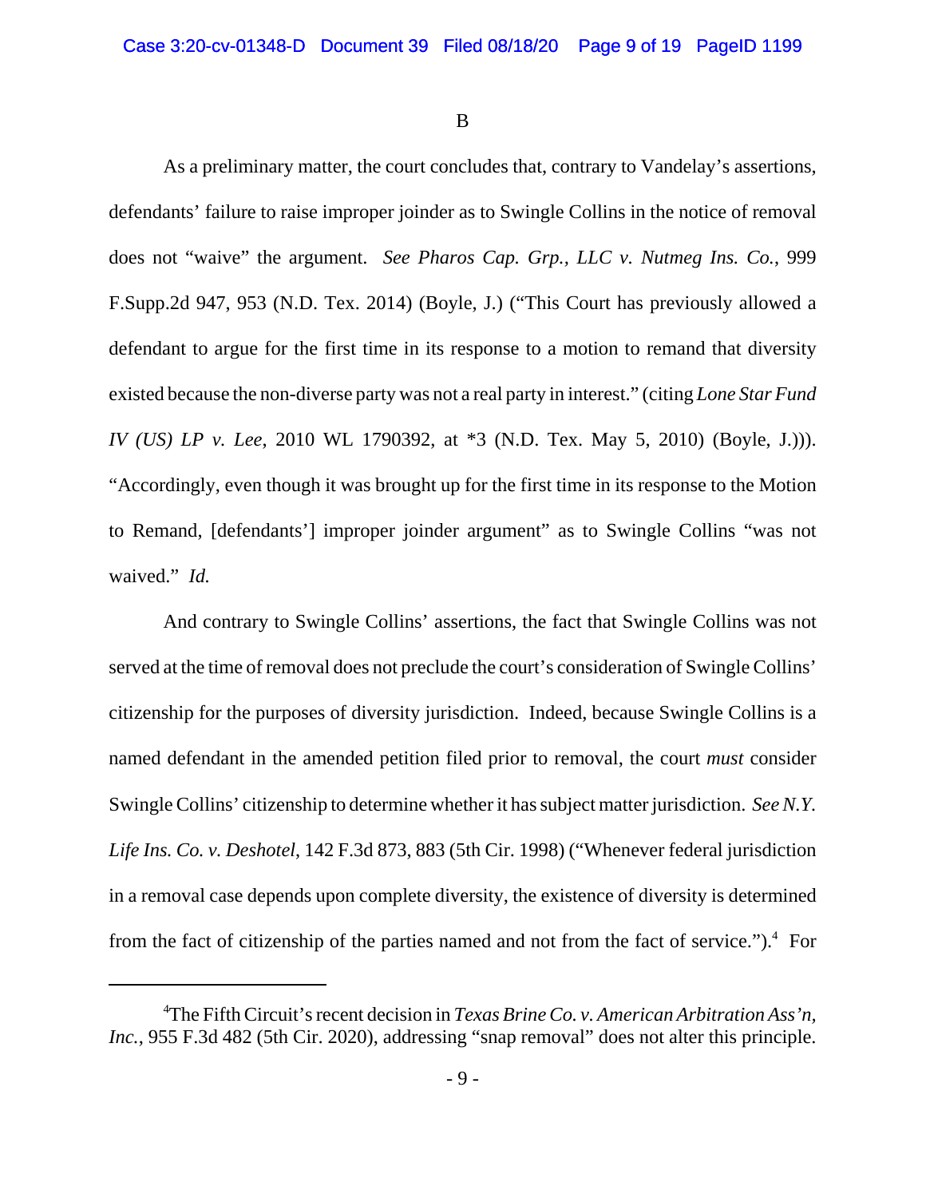B

As a preliminary matter, the court concludes that, contrary to Vandelay's assertions, defendants' failure to raise improper joinder as to Swingle Collins in the notice of removal does not "waive" the argument. *See Pharos Cap. Grp., LLC v. Nutmeg Ins. Co.*, 999 F.Supp.2d 947, 953 (N.D. Tex. 2014) (Boyle, J.) ("This Court has previously allowed a defendant to argue for the first time in its response to a motion to remand that diversity existed because the non-diverse party was not a real party in interest." (citing *Lone Star Fund IV (US) LP v. Lee*, 2010 WL 1790392, at *3 (N.D. Tex. May 5, 2010) (Boyle, J.))). "Accordingly, even though it was brought up for the first time in its response to the Motion to Remand, [defendants'] improper joinder argument" as to Swingle Collins "was not waived." *Id.*

And contrary to Swingle Collins' assertions, the fact that Swingle Collins was not served at the time of removal does not preclude the court's consideration of Swingle Collins' citizenship for the purposes of diversity jurisdiction. Indeed, because Swingle Collins is a named defendant in the amended petition filed prior to removal, the court *must* consider Swingle Collins' citizenship to determine whether it has subject matter jurisdiction. *See N.Y. Life Ins. Co. v. Deshotel*, 142 F.3d 873, 883 (5th Cir. 1998) ("Whenever federal jurisdiction in a removal case depends upon complete diversity, the existence of diversity is determined from the fact of citizenship of the parties named and not from the fact of service.").[4] For

---

[4]The Fifth Circuit's recent decision in *Texas Brine Co. v. American Arbitration Ass'n, Inc.*, 955 F.3d 482 (5th Cir. 2020), addressing "snap removal" does not alter this principle.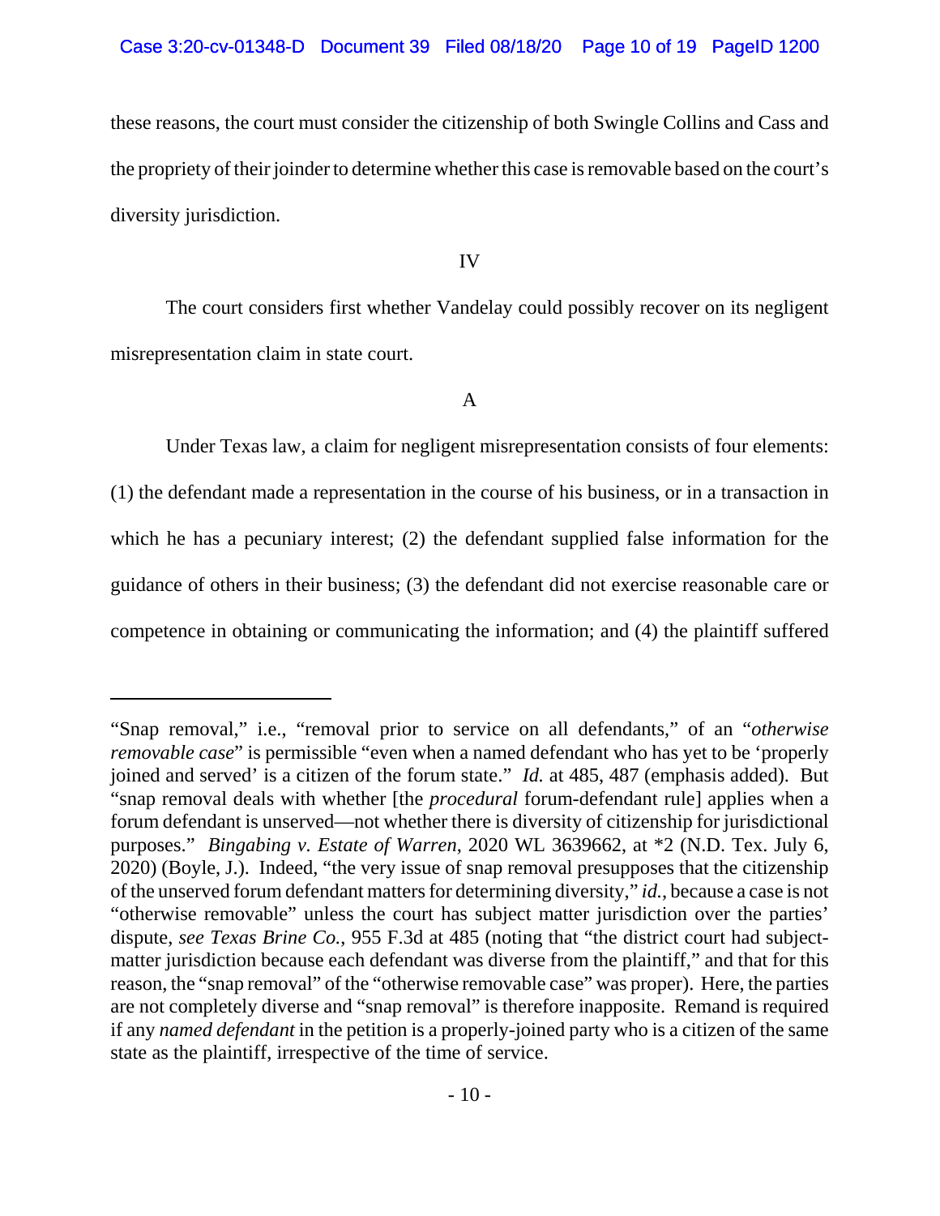these reasons, the court must consider the citizenship of both Swingle Collins and Cass and the propriety of their joinder to determine whether this case is removable based on the court's diversity jurisdiction.

IV

The court considers first whether Vandelay could possibly recover on its negligent misrepresentation claim in state court.

A

Under Texas law, a claim for negligent misrepresentation consists of four elements: (1) the defendant made a representation in the course of his business, or in a transaction in which he has a pecuniary interest; (2) the defendant supplied false information for the guidance of others in their business; (3) the defendant did not exercise reasonable care or competence in obtaining or communicating the information; and (4) the plaintiff suffered

---

"Snap removal," i.e., "removal prior to service on all defendants," of an "*otherwise removable case*" is permissible "even when a named defendant who has yet to be 'properly joined and served' is a citizen of the forum state." *Id.* at 485, 487 (emphasis added). But "snap removal deals with whether [the *procedural* forum-defendant rule] applies when a forum defendant is unserved—not whether there is diversity of citizenship for jurisdictional purposes." *Bingabing v. Estate of Warren*, 2020 WL 3639662, at *2 (N.D. Tex. July 6, 2020) (Boyle, J.). Indeed, "the very issue of snap removal presupposes that the citizenship of the unserved forum defendant matters for determining diversity," *id.*, because a case is not "otherwise removable" unless the court has subject matter jurisdiction over the parties' dispute, *see Texas Brine Co.*, 955 F.3d at 485 (noting that "the district court had subject-matter jurisdiction because each defendant was diverse from the plaintiff," and that for this reason, the "snap removal" of the "otherwise removable case" was proper). Here, the parties are not completely diverse and "snap removal" is therefore inapposite. Remand is required if any *named defendant* in the petition is a properly-joined party who is a citizen of the same state as the plaintiff, irrespective of the time of service.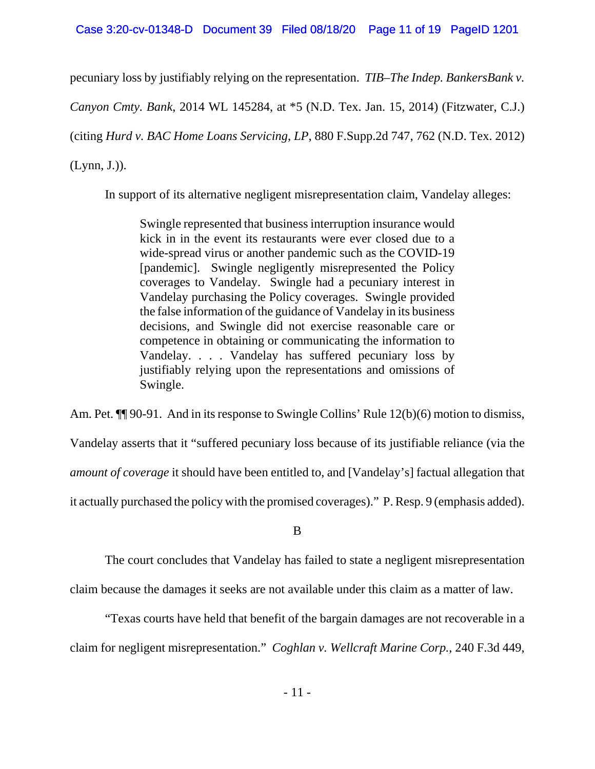pecuniary loss by justifiably relying on the representation. *TIB–The Indep. BankersBank v. Canyon Cmty. Bank*, 2014 WL 145284, at *5 (N.D. Tex. Jan. 15, 2014) (Fitzwater, C.J.) (citing *Hurd v. BAC Home Loans Servicing, LP*, 880 F.Supp.2d 747, 762 (N.D. Tex. 2012) (Lynn, J.)).

In support of its alternative negligent misrepresentation claim, Vandelay alleges:

> Swingle represented that business interruption insurance would kick in in the event its restaurants were ever closed due to a wide-spread virus or another pandemic such as the COVID-19 [pandemic]. Swingle negligently misrepresented the Policy coverages to Vandelay. Swingle had a pecuniary interest in Vandelay purchasing the Policy coverages. Swingle provided the false information of the guidance of Vandelay in its business decisions, and Swingle did not exercise reasonable care or competence in obtaining or communicating the information to Vandelay. . . . Vandelay has suffered pecuniary loss by justifiably relying upon the representations and omissions of Swingle.

Am. Pet. ¶¶ 90-91. And in its response to Swingle Collins' Rule 12(b)(6) motion to dismiss, Vandelay asserts that it "suffered pecuniary loss because of its justifiable reliance (via the *amount of coverage* it should have been entitled to, and [Vandelay's] factual allegation that it actually purchased the policy with the promised coverages)." P. Resp. 9 (emphasis added).

B

The court concludes that Vandelay has failed to state a negligent misrepresentation claim because the damages it seeks are not available under this claim as a matter of law.

"Texas courts have held that benefit of the bargain damages are not recoverable in a claim for negligent misrepresentation." *Coghlan v. Wellcraft Marine Corp.*, 240 F.3d 449,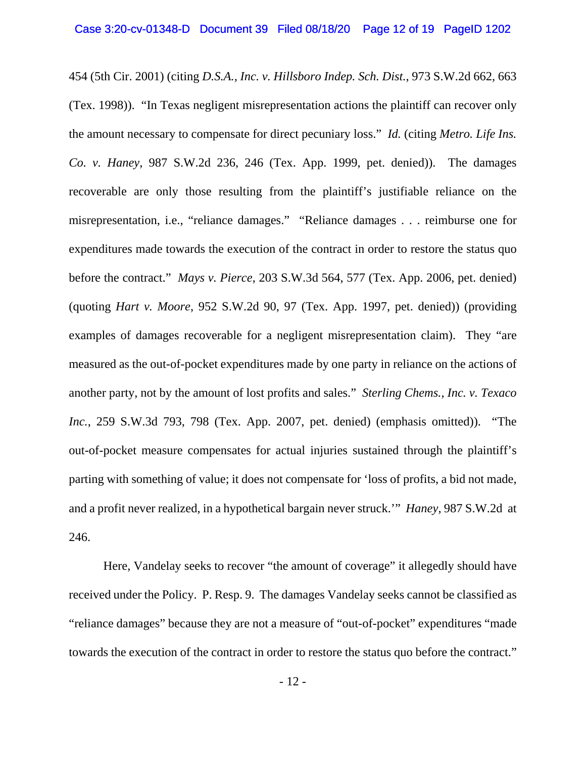454 (5th Cir. 2001) (citing *D.S.A., Inc. v. Hillsboro Indep. Sch. Dist.*, 973 S.W.2d 662, 663 (Tex. 1998)). "In Texas negligent misrepresentation actions the plaintiff can recover only the amount necessary to compensate for direct pecuniary loss." *Id.* (citing *Metro. Life Ins. Co. v. Haney*, 987 S.W.2d 236, 246 (Tex. App. 1999, pet. denied)). The damages recoverable are only those resulting from the plaintiff's justifiable reliance on the misrepresentation, i.e., "reliance damages." "Reliance damages . . . reimburse one for expenditures made towards the execution of the contract in order to restore the status quo before the contract." *Mays v. Pierce*, 203 S.W.3d 564, 577 (Tex. App. 2006, pet. denied) (quoting *Hart v. Moore*, 952 S.W.2d 90, 97 (Tex. App. 1997, pet. denied)) (providing examples of damages recoverable for a negligent misrepresentation claim). They "are measured as the out-of-pocket expenditures made by one party in reliance on the actions of another party, not by the amount of lost profits and sales." *Sterling Chems., Inc. v. Texaco Inc.*, 259 S.W.3d 793, 798 (Tex. App. 2007, pet. denied) (emphasis omitted)). "The out-of-pocket measure compensates for actual injuries sustained through the plaintiff's parting with something of value; it does not compensate for 'loss of profits, a bid not made, and a profit never realized, in a hypothetical bargain never struck.'" *Haney*, 987 S.W.2d at 246.

Here, Vandelay seeks to recover "the amount of coverage" it allegedly should have received under the Policy. P. Resp. 9. The damages Vandelay seeks cannot be classified as "reliance damages" because they are not a measure of "out-of-pocket" expenditures "made towards the execution of the contract in order to restore the status quo before the contract."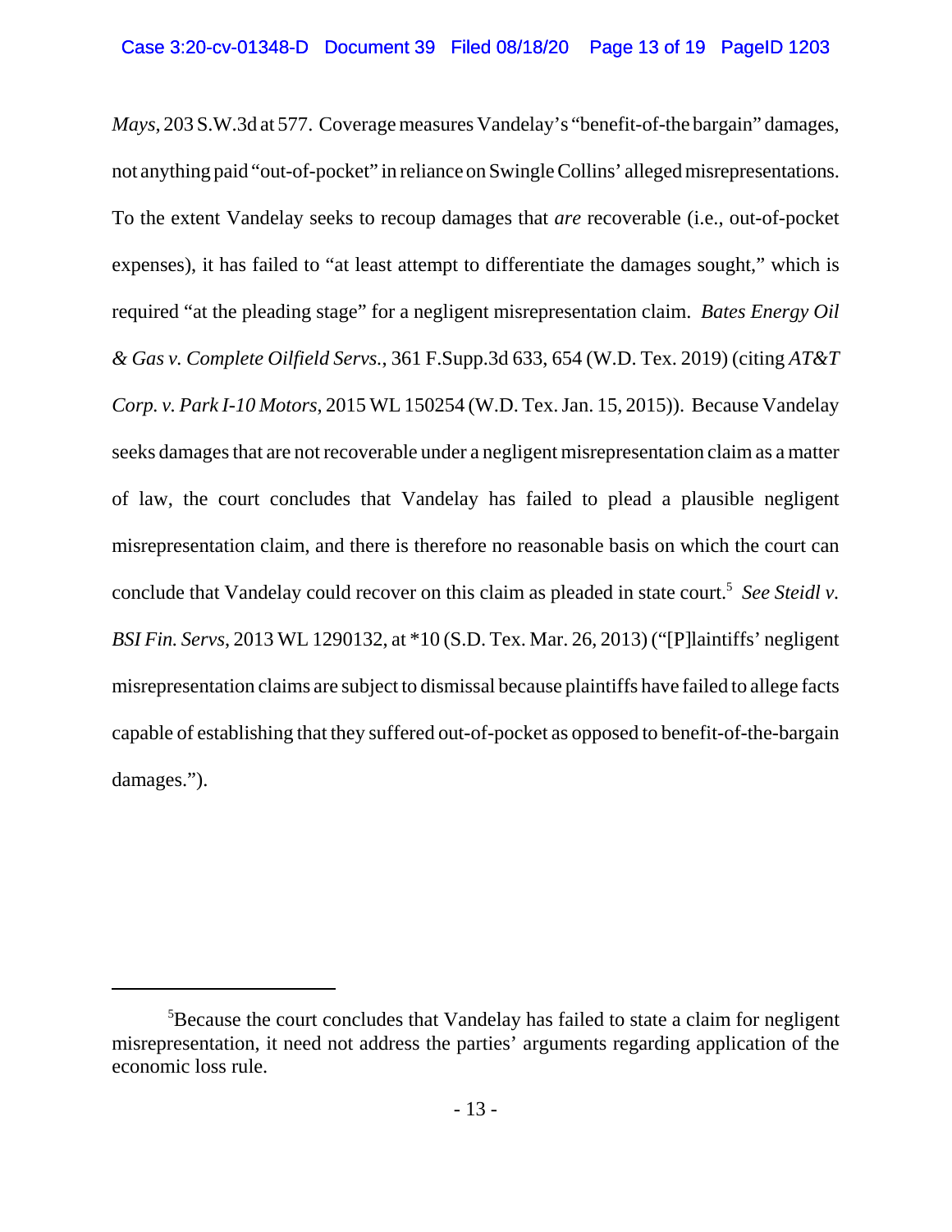*Mays*, 203 S.W.3d at 577. Coverage measures Vandelay's "benefit-of-the bargain" damages, not anything paid "out-of-pocket" in reliance on Swingle Collins' alleged misrepresentations. To the extent Vandelay seeks to recoup damages that *are* recoverable (i.e., out-of-pocket expenses), it has failed to "at least attempt to differentiate the damages sought," which is required "at the pleading stage" for a negligent misrepresentation claim. *Bates Energy Oil & Gas v. Complete Oilfield Servs.*, 361 F.Supp.3d 633, 654 (W.D. Tex. 2019) (citing *AT&T Corp. v. Park I-10 Motors*, 2015 WL 150254 (W.D. Tex. Jan. 15, 2015)). Because Vandelay seeks damages that are not recoverable under a negligent misrepresentation claim as a matter of law, the court concludes that Vandelay has failed to plead a plausible negligent misrepresentation claim, and there is therefore no reasonable basis on which the court can conclude that Vandelay could recover on this claim as pleaded in state court.[5] *See Steidl v. BSI Fin. Servs*, 2013 WL 1290132, at *10 (S.D. Tex. Mar. 26, 2013) ("[P]laintiffs' negligent misrepresentation claims are subject to dismissal because plaintiffs have failed to allege facts capable of establishing that they suffered out-of-pocket as opposed to benefit-of-the-bargain damages.").

---

[5]Because the court concludes that Vandelay has failed to state a claim for negligent misrepresentation, it need not address the parties' arguments regarding application of the economic loss rule.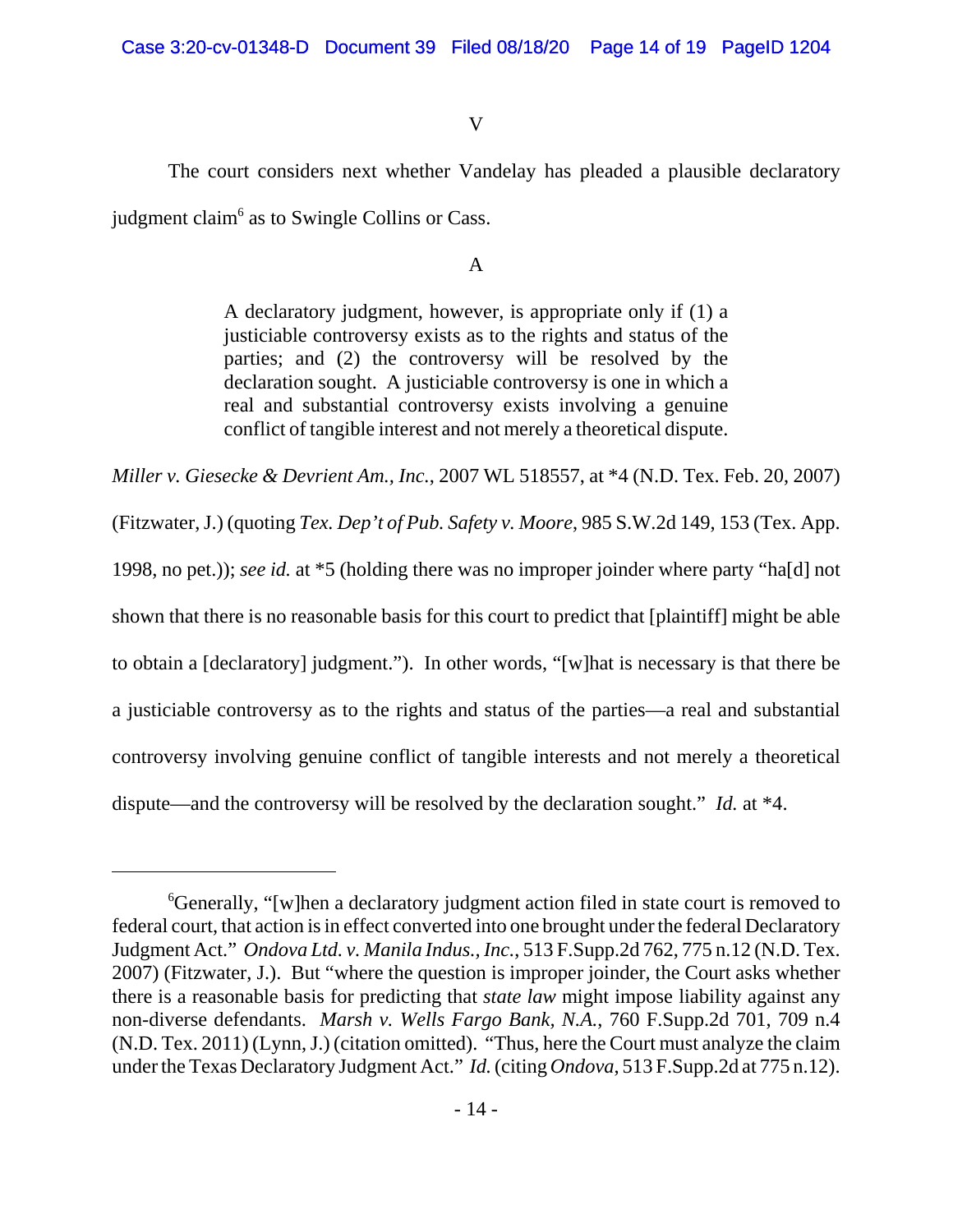V

The court considers next whether Vandelay has pleaded a plausible declaratory judgment claim[6] as to Swingle Collins or Cass.

A

> A declaratory judgment, however, is appropriate only if (1) a justiciable controversy exists as to the rights and status of the parties; and (2) the controversy will be resolved by the declaration sought. A justiciable controversy is one in which a real and substantial controversy exists involving a genuine conflict of tangible interest and not merely a theoretical dispute.

*Miller v. Giesecke & Devrient Am., Inc.*, 2007 WL 518557, at *4 (N.D. Tex. Feb. 20, 2007) (Fitzwater, J.) (quoting *Tex. Dep't of Pub. Safety v. Moore*, 985 S.W.2d 149, 153 (Tex. App. 1998, no pet.)); *see id.* at *5 (holding there was no improper joinder where party "ha[d] not shown that there is no reasonable basis for this court to predict that [plaintiff] might be able to obtain a [declaratory] judgment."). In other words, "[w]hat is necessary is that there be a justiciable controversy as to the rights and status of the parties—a real and substantial controversy involving genuine conflict of tangible interests and not merely a theoretical dispute—and the controversy will be resolved by the declaration sought." *Id.* at *4.

---

[6]Generally, "[w]hen a declaratory judgment action filed in state court is removed to federal court, that action is in effect converted into one brought under the federal Declaratory Judgment Act." *Ondova Ltd. v. Manila Indus., Inc.*, 513 F.Supp.2d 762, 775 n.12 (N.D. Tex. 2007) (Fitzwater, J.). But "where the question is improper joinder, the Court asks whether there is a reasonable basis for predicting that *state law* might impose liability against any non-diverse defendants. *Marsh v. Wells Fargo Bank, N.A.*, 760 F.Supp.2d 701, 709 n.4 (N.D. Tex. 2011) (Lynn, J.) (citation omitted). "Thus, here the Court must analyze the claim under the Texas Declaratory Judgment Act." *Id.* (citing *Ondova*, 513 F.Supp.2d at 775 n.12).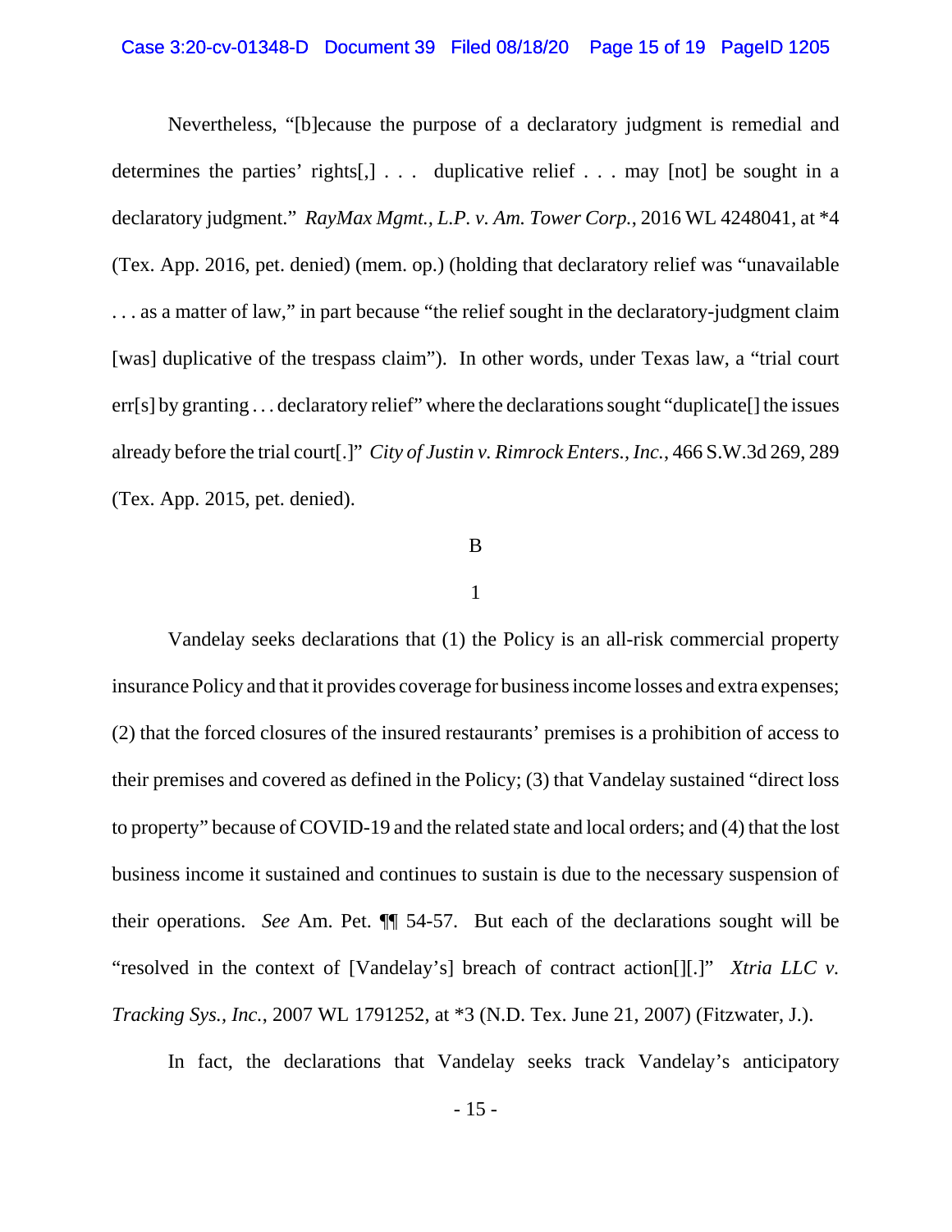Nevertheless, "[b]ecause the purpose of a declaratory judgment is remedial and determines the parties' rights[,] . . . duplicative relief . . . may [not] be sought in a declaratory judgment." *RayMax Mgmt., L.P. v. Am. Tower Corp.*, 2016 WL 4248041, at *4 (Tex. App. 2016, pet. denied) (mem. op.) (holding that declaratory relief was "unavailable . . . as a matter of law," in part because "the relief sought in the declaratory-judgment claim [was] duplicative of the trespass claim"). In other words, under Texas law, a "trial court err[s] by granting . . . declaratory relief" where the declarations sought "duplicate[] the issues already before the trial court[.]" *City of Justin v. Rimrock Enters., Inc.*, 466 S.W.3d 269, 289 (Tex. App. 2015, pet. denied).

B

1

Vandelay seeks declarations that (1) the Policy is an all-risk commercial property insurance Policy and that it provides coverage for business income losses and extra expenses; (2) that the forced closures of the insured restaurants' premises is a prohibition of access to their premises and covered as defined in the Policy; (3) that Vandelay sustained "direct loss to property" because of COVID-19 and the related state and local orders; and (4) that the lost business income it sustained and continues to sustain is due to the necessary suspension of their operations. *See* Am. Pet. ¶¶ 54-57. But each of the declarations sought will be "resolved in the context of [Vandelay's] breach of contract action[][.]" *Xtria LLC v. Tracking Sys., Inc.*, 2007 WL 1791252, at *3 (N.D. Tex. June 21, 2007) (Fitzwater, J.).

In fact, the declarations that Vandelay seeks track Vandelay's anticipatory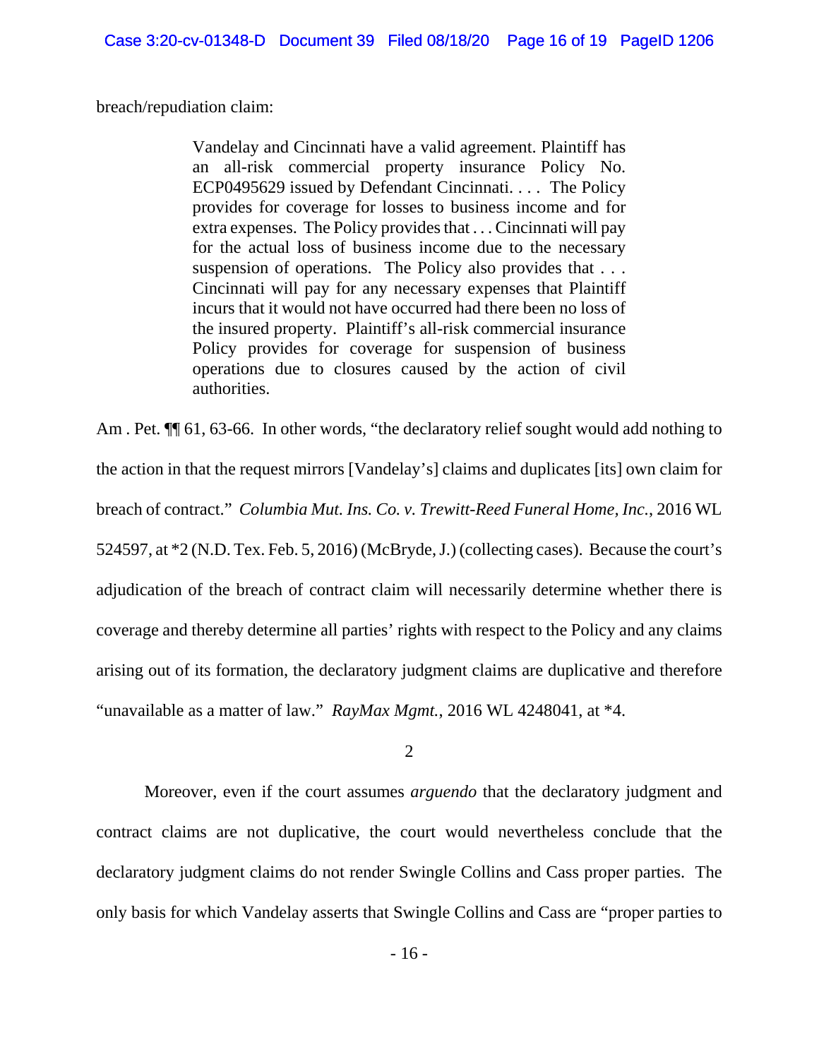breach/repudiation claim:

> Vandelay and Cincinnati have a valid agreement. Plaintiff has an all-risk commercial property insurance Policy No. ECP0495629 issued by Defendant Cincinnati. . . . The Policy provides for coverage for losses to business income and for extra expenses. The Policy provides that . . . Cincinnati will pay for the actual loss of business income due to the necessary suspension of operations. The Policy also provides that . . . Cincinnati will pay for any necessary expenses that Plaintiff incurs that it would not have occurred had there been no loss of the insured property. Plaintiff's all-risk commercial insurance Policy provides for coverage for suspension of business operations due to closures caused by the action of civil authorities.

Am . Pet. ¶¶ 61, 63-66. In other words, "the declaratory relief sought would add nothing to the action in that the request mirrors [Vandelay's] claims and duplicates [its] own claim for breach of contract." *Columbia Mut. Ins. Co. v. Trewitt-Reed Funeral Home, Inc.*, 2016 WL 524597, at *2 (N.D. Tex. Feb. 5, 2016) (McBryde, J.) (collecting cases). Because the court's adjudication of the breach of contract claim will necessarily determine whether there is coverage and thereby determine all parties' rights with respect to the Policy and any claims arising out of its formation, the declaratory judgment claims are duplicative and therefore "unavailable as a matter of law." *RayMax Mgmt.*, 2016 WL 4248041, at *4.

2

Moreover, even if the court assumes *arguendo* that the declaratory judgment and contract claims are not duplicative, the court would nevertheless conclude that the declaratory judgment claims do not render Swingle Collins and Cass proper parties. The only basis for which Vandelay asserts that Swingle Collins and Cass are "proper parties to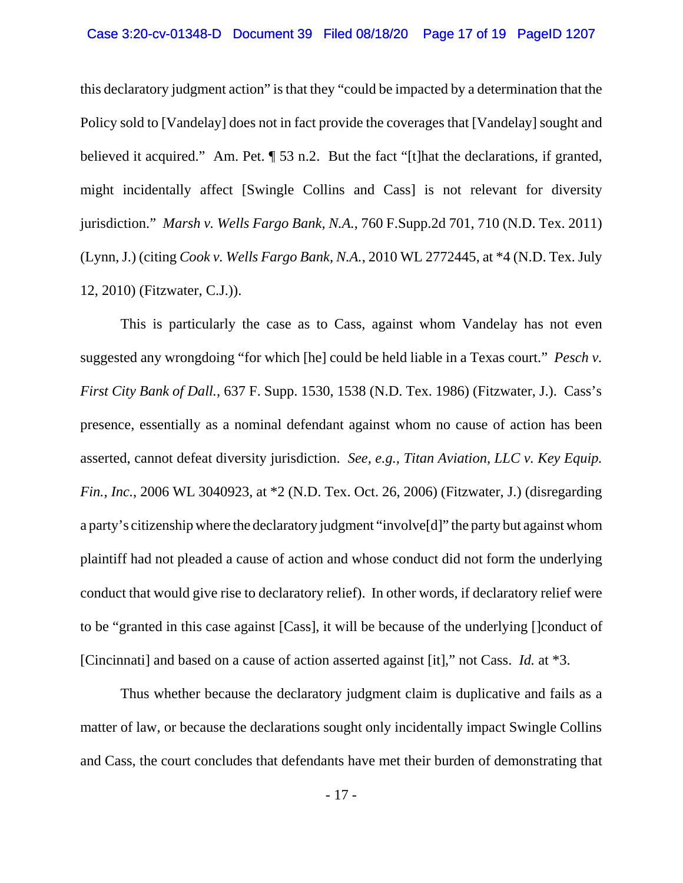this declaratory judgment action" is that they "could be impacted by a determination that the Policy sold to [Vandelay] does not in fact provide the coverages that [Vandelay] sought and believed it acquired." Am. Pet. ¶ 53 n.2. But the fact "[t]hat the declarations, if granted, might incidentally affect [Swingle Collins and Cass] is not relevant for diversity jurisdiction." *Marsh v. Wells Fargo Bank, N.A.*, 760 F.Supp.2d 701, 710 (N.D. Tex. 2011) (Lynn, J.) (citing *Cook v. Wells Fargo Bank, N.A.*, 2010 WL 2772445, at *4 (N.D. Tex. July 12, 2010) (Fitzwater, C.J.)).

This is particularly the case as to Cass, against whom Vandelay has not even suggested any wrongdoing "for which [he] could be held liable in a Texas court." *Pesch v. First City Bank of Dall.*, 637 F. Supp. 1530, 1538 (N.D. Tex. 1986) (Fitzwater, J.). Cass's presence, essentially as a nominal defendant against whom no cause of action has been asserted, cannot defeat diversity jurisdiction. *See, e.g.*, *Titan Aviation, LLC v. Key Equip. Fin., Inc.*, 2006 WL 3040923, at *2 (N.D. Tex. Oct. 26, 2006) (Fitzwater, J.) (disregarding a party's citizenship where the declaratory judgment "involve[d]" the party but against whom plaintiff had not pleaded a cause of action and whose conduct did not form the underlying conduct that would give rise to declaratory relief). In other words, if declaratory relief were to be "granted in this case against [Cass], it will be because of the underlying []conduct of [Cincinnati] and based on a cause of action asserted against [it]," not Cass. *Id.* at *3.

Thus whether because the declaratory judgment claim is duplicative and fails as a matter of law, or because the declarations sought only incidentally impact Swingle Collins and Cass, the court concludes that defendants have met their burden of demonstrating that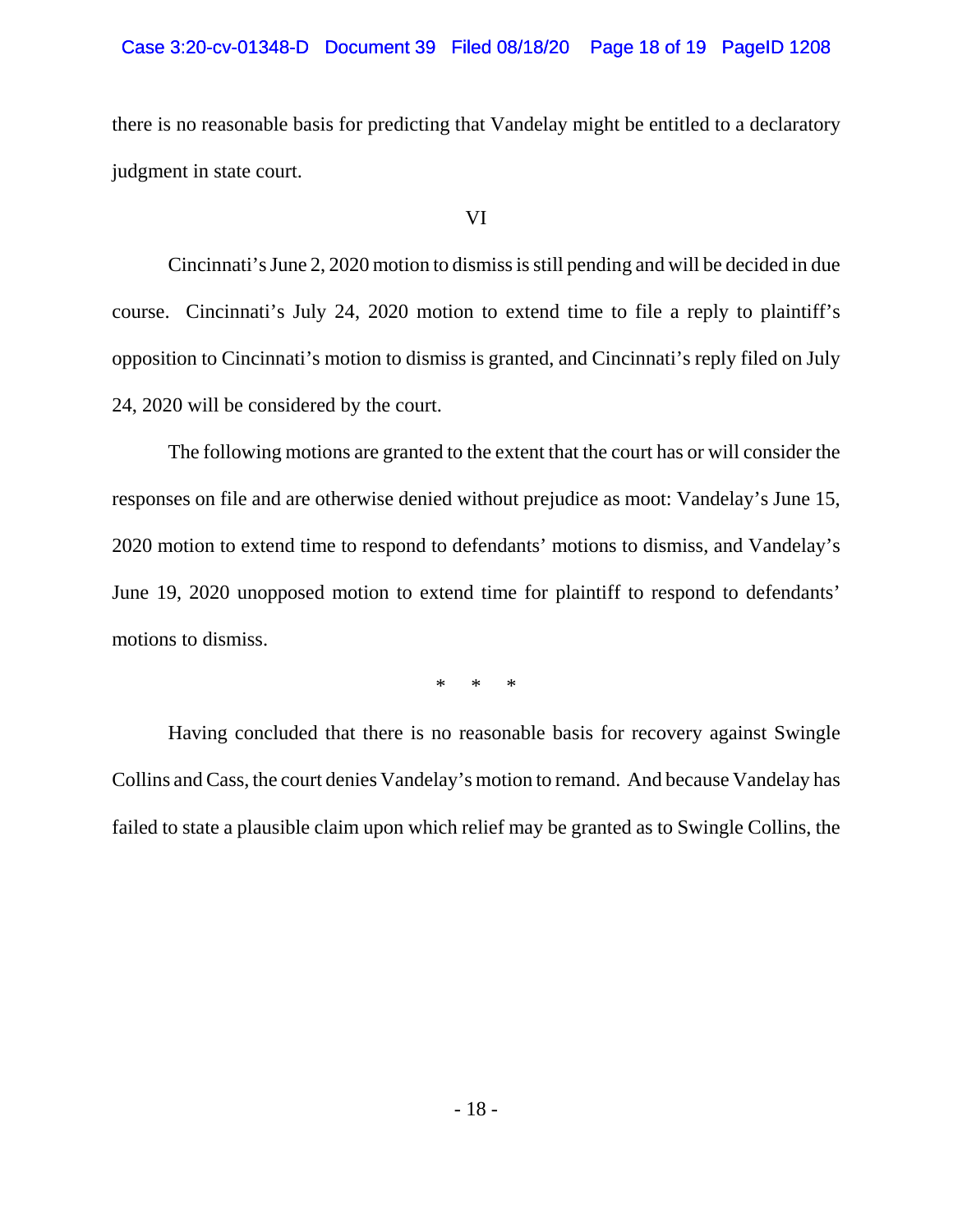there is no reasonable basis for predicting that Vandelay might be entitled to a declaratory judgment in state court.

VI

Cincinnati's June 2, 2020 motion to dismiss is still pending and will be decided in due course. Cincinnati's July 24, 2020 motion to extend time to file a reply to plaintiff's opposition to Cincinnati's motion to dismiss is granted, and Cincinnati's reply filed on July 24, 2020 will be considered by the court.

The following motions are granted to the extent that the court has or will consider the responses on file and are otherwise denied without prejudice as moot: Vandelay's June 15, 2020 motion to extend time to respond to defendants' motions to dismiss, and Vandelay's June 19, 2020 unopposed motion to extend time for plaintiff to respond to defendants' motions to dismiss.

\* \* \*

Having concluded that there is no reasonable basis for recovery against Swingle Collins and Cass, the court denies Vandelay's motion to remand. And because Vandelay has failed to state a plausible claim upon which relief may be granted as to Swingle Collins, the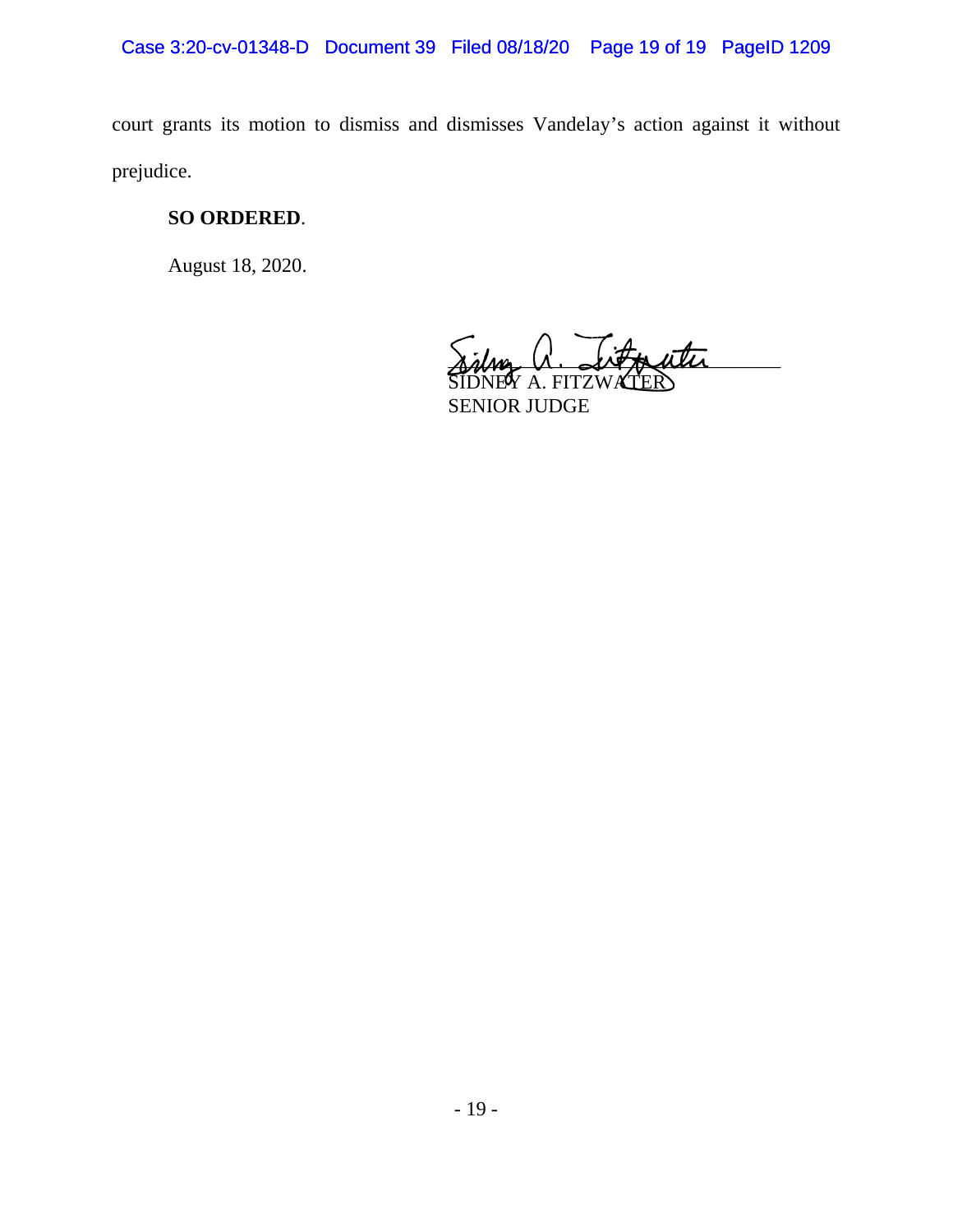court grants its motion to dismiss and dismisses Vandelay's action against it without prejudice.

**SO ORDERED**.

August 18, 2020.

SIDNEY A. FITZWATER
SENIOR JUDGE